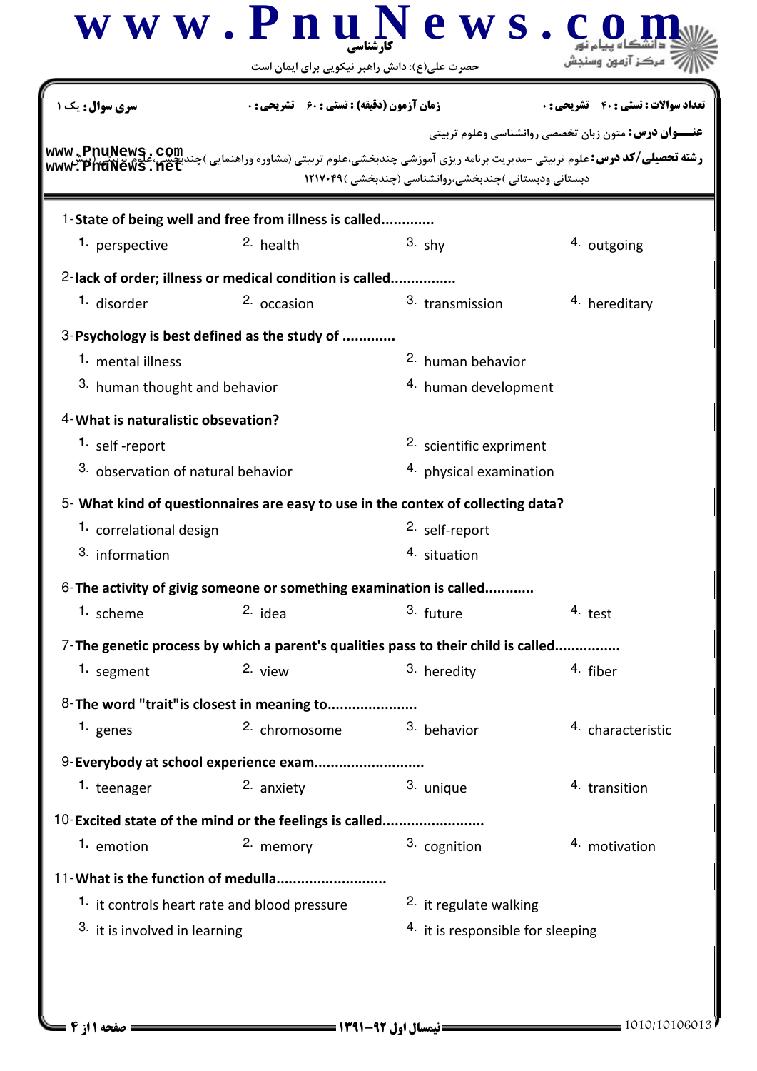کارشناسی

حضرت علی(ع): دانش راهبر نیکویی برای ایمان است

**سری سوال:** یک ۱ | **زمان آزمون (دقیقه) : تستی : ۶۰ تشریحی : ۰** | **تعداد سوالات : تستی : ۴۰ تشریحی : ۰**

**عنـــوان درس:** متون زبان تخصصی روانشناسی وعلوم تربیتی

**رشته تحصیلی/کد درس:** علوم تربیتی -مدیریت برنامه ریزی آموزشی چندبخشی،علوم تربیتی (مشاوره وراهنمایی )چندبخشی،علوم تربیتی (پیش دبستانی ودبستانی )چندبخشی،روانشناسی (چندبخشی )۱۲۱۷۰۴۹

1-State of being well and free from illness is called............

1. perspective
2. health
3. shy
4. outgoing

2-lack of order; illness or medical condition is called...............

1. disorder
2. occasion
3. transmission
4. hereditary

3-Psychology is best defined as the study of ............

1. mental illness
2. human behavior
3. human thought and behavior
4. human development

4-What is naturalistic obsevation?

1. self -report
2. scientific expriment
3. observation of natural behavior
4. physical examination

5- What kind of questionnaires are easy to use in the contex of collecting data?

1. correlational design
2. self-report
3. information
4. situation

6-The activity of givig someone or something examination is called...........

1. scheme
2. idea
3. future
4. test

7-The genetic process by which a parent's qualities pass to their child is called................

1. segment
2. view
3. heredity
4. fiber

8-The word "trait"is closest in meaning to.....................

1. genes
2. chromosome
3. behavior
4. characteristic

9-Everybody at school experience exam..........................

1. teenager
2. anxiety
3. unique
4. transition

10-Excited state of the mind or the feelings is called........................

1. emotion
2. memory
3. cognition
4. motivation

11-What is the function of medulla..........................

1. it controls heart rate and blood pressure
2. it regulate walking
3. it is involved in learning
4. it is responsible for sleeping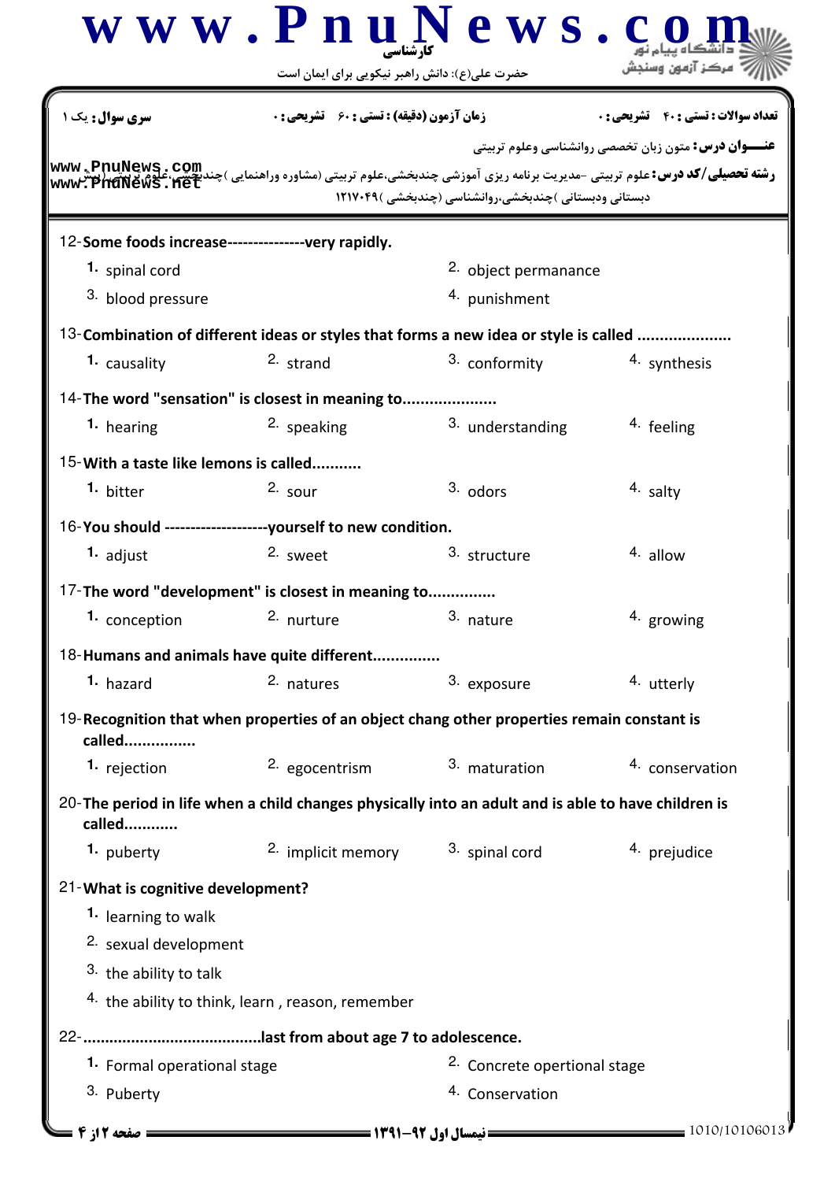کارشناسی

حضرت علی(ع): دانش راهبر نیکویی برای ایمان است

**سری سوال:** یک ۱ | **زمان آزمون (دقیقه) : تستی :** ۶۰ **تشریحی :** ۰ | **تعداد سوالات : تستی :** ۴۰ **تشریحی :** ۰

**عنـــوان درس:** متون زبان تخصصی روانشناسی وعلوم تربیتی

**رشته تحصیلی/کد درس:** علوم تربیتی -مدیریت برنامه ریزی آموزشی چندبخشی،علوم تربیتی (مشاوره وراهنمایی )چندبخشی،علوم تربیتی (پیش دبستانی ودبستانی )چندبخشی،روانشناسی (چندبخشی )۱۲۱۷۰۴۹

12-**Some foods increase--------------very rapidly.**

1. spinal cord
2. object permanance
3. blood pressure
4. punishment

13-**Combination of different ideas or styles that forms a new idea or style is called ....................**

1. causality
2. strand
3. conformity
4. synthesis

14-**The word "sensation" is closest in meaning to....................**

1. hearing
2. speaking
3. understanding
4. feeling

15-**With a taste like lemons is called...........**

1. bitter
2. sour
3. odors
4. salty

16-**You should --------------------yourself to new condition.**

1. adjust
2. sweet
3. structure
4. allow

17-**The word "development" is closest in meaning to..............**

1. conception
2. nurture
3. nature
4. growing

18-**Humans and animals have quite different...............**

1. hazard
2. natures
3. exposure
4. utterly

19-**Recognition that when properties of an object chang other properties remain constant is called................**

1. rejection
2. egocentrism
3. maturation
4. conservation

20-**The period in life when a child changes physically into an adult and is able to have children is called............**

1. puberty
2. implicit memory
3. spinal cord
4. prejudice

21-**What is cognitive development?**

1. learning to walk
2. sexual development
3. the ability to talk
4. the ability to think, learn , reason, remember

22-**.......................................last from about age 7 to adolescence.**

1. Formal operational stage
2. Concrete opertional stage
3. Puberty
4. Conservation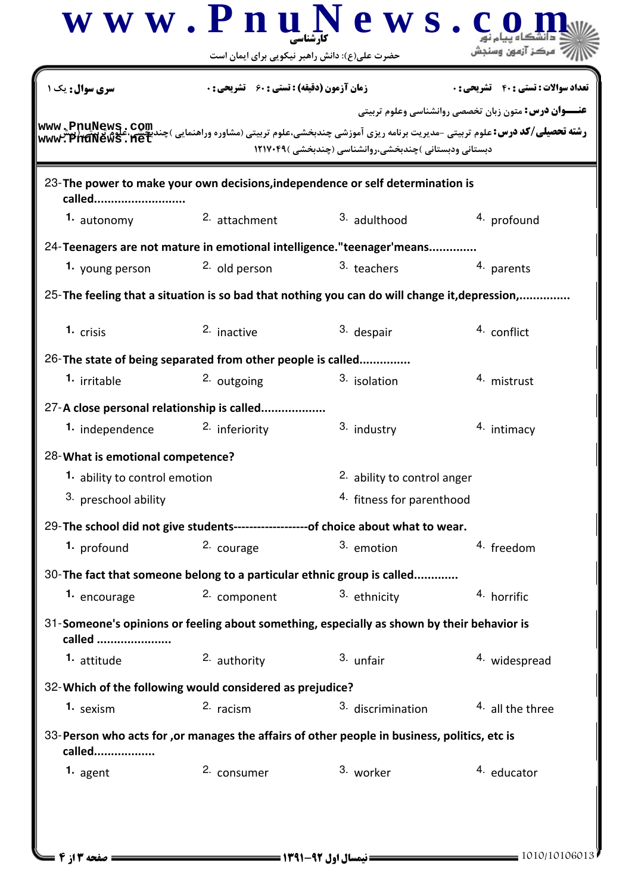| سری سوال: یک ۱ | زمان آزمون (دقیقه) : تستی : ۶۰ تشریحی : ۰ | تعداد سوالات : تستی : ۴۰ تشریحی : ۰ |
|---|---|---|

**عنـــوان درس:** متون زبان تخصصی روانشناسی وعلوم تربیتی

**رشته تحصیلی/کد درس:** علوم تربیتی -مدیریت برنامه ریزی آموزشی چندبخشی،علوم تربیتی (مشاوره وراهنمایی )چندبخشی،علوم تربیتی (پیش دبستانی ودبستانی )چندبخشی،روانشناسی (چندبخشی )۱۲۱۷۰۴۹

23-**The power to make your own decisions,independence or self determination is called..........................**

1. autonomy
2. attachment
3. adulthood
4. profound

24-**Teenagers are not mature in emotional intelligence."teenager'means.............**

1. young person
2. old person
3. teachers
4. parents

25-**The feeling that a situation is so bad that nothing you can do will change it,depression,..............**

1. crisis
2. inactive
3. despair
4. conflict

26-**The state of being separated from other people is called..............**

1. irritable
2. outgoing
3. isolation
4. mistrust

27-**A close personal relationship is called..................**

1. independence
2. inferiority
3. industry
4. intimacy

28-**What is emotional competence?**

1. ability to control emotion
2. ability to control anger
3. preschool ability
4. fitness for parenthood

29-**The school did not give students------------------of choice about what to wear.**

1. profound
2. courage
3. emotion
4. freedom

30-**The fact that someone belong to a particular ethnic group is called............**

1. encourage
2. component
3. ethnicity
4. horrific

31-**Someone's opinions or feeling about something, especially as shown by their behavior is called .....................**

1. attitude
2. authority
3. unfair
4. widespread

32-**Which of the following would considered as prejudice?**

1. sexism
2. racism
3. discrimination
4. all the three

33-**Person who acts for ,or manages the affairs of other people in business, politics, etc is called.................**

1. agent
2. consumer
3. worker
4. educator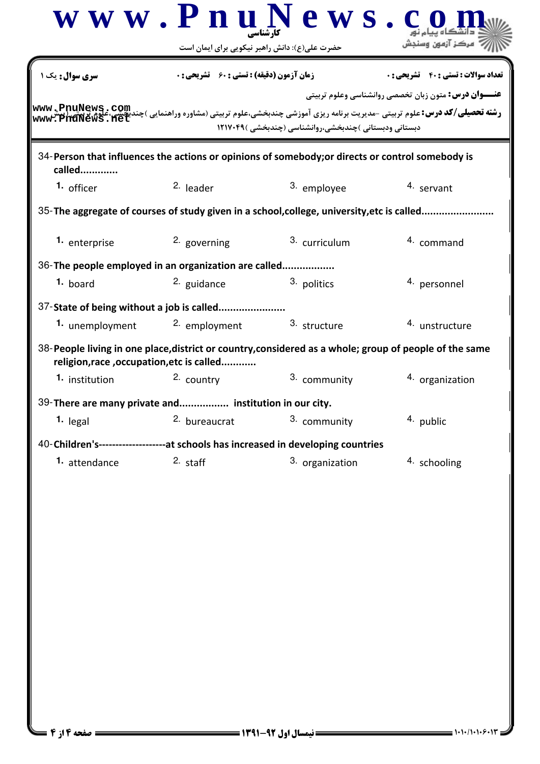**سری سوال:** یک ۱ | **زمان آزمون (دقیقه) : تستی :** ۶۰ **تشریحی :** ۰ | **تعداد سوالات : تستی :** ۴۰ **تشریحی :** ۰

**عنـــوان درس:** متون زبان تخصصی روانشناسی وعلوم تربیتی

**رشته تحصیلی/کد درس:** علوم تربیتی -مدیریت برنامه ریزی آموزشی چندبخشی،علوم تربیتی (مشاوره وراهنمایی )چندبخشی،علوم تربیتی (پیش دبستانی ودبستانی )چندبخشی،روانشناسی (چندبخشی )۱۲۱۷۰۴۹

34-**Person that influences the actions or opinions of somebody;or directs or control somebody is called.............**

1. officer
2. leader
3. employee
4. servant

35-**The aggregate of courses of study given in a school,college, university,etc is called........................**

1. enterprise
2. governing
3. curriculum
4. command

36-**The people employed in an organization are called.................**

1. board
2. guidance
3. politics
4. personnel

37-**State of being without a job is called......................**

1. unemployment
2. employment
3. structure
4. unstructure

38-**People living in one place,district or country,considered as a whole; group of people of the same religion,race ,occupation,etc is called...........**

1. institution
2. country
3. community
4. organization

39-**There are many private and................ institution in our city.**

1. legal
2. bureaucrat
3. community
4. public

40-**Children's--------------------at schools has increased in developing countries**

1. attendance
2. staff
3. organization
4. schooling